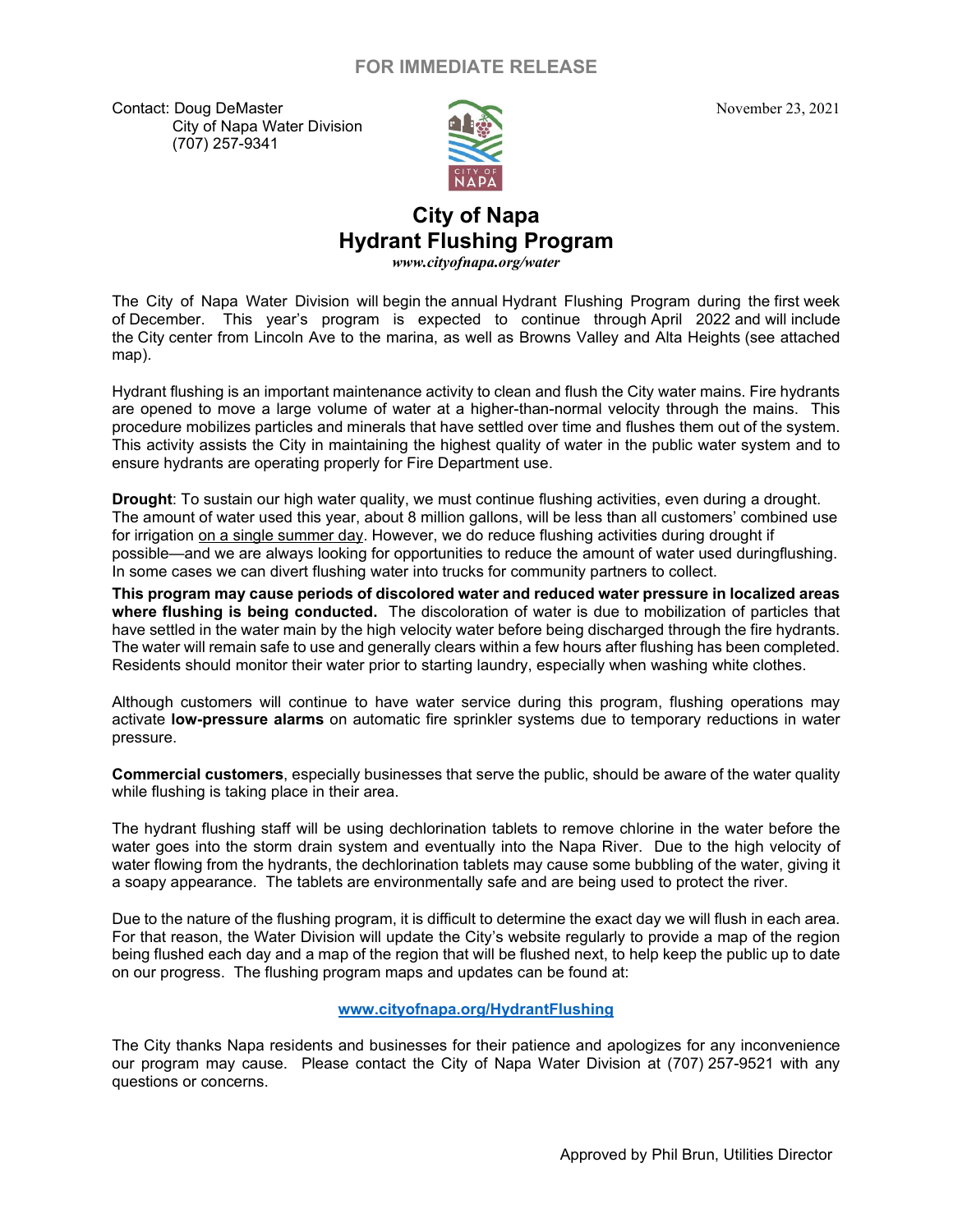**FOR IMMEDIATE RELEASE**

Contact: Doug DeMaster
City of Napa Water Division
(707) 257-9341

November 23, 2021

# City of Napa
# Hydrant Flushing Program

***www.cityofnapa.org/water***

The City of Napa Water Division will begin the annual Hydrant Flushing Program during the first week of December. This year's program is expected to continue through April 2022 and will include the City center from Lincoln Ave to the marina, as well as Browns Valley and Alta Heights (see attached map).

Hydrant flushing is an important maintenance activity to clean and flush the City water mains. Fire hydrants are opened to move a large volume of water at a higher-than-normal velocity through the mains. This procedure mobilizes particles and minerals that have settled over time and flushes them out of the system. This activity assists the City in maintaining the highest quality of water in the public water system and to ensure hydrants are operating properly for Fire Department use.

**Drought**: To sustain our high water quality, we must continue flushing activities, even during a drought. The amount of water used this year, about 8 million gallons, will be less than all customers' combined use for irrigation on a single summer day. However, we do reduce flushing activities during drought if possible—and we are always looking for opportunities to reduce the amount of water used duringflushing. In some cases we can divert flushing water into trucks for community partners to collect.

**This program may cause periods of discolored water and reduced water pressure in localized areas where flushing is being conducted.** The discoloration of water is due to mobilization of particles that have settled in the water main by the high velocity water before being discharged through the fire hydrants. The water will remain safe to use and generally clears within a few hours after flushing has been completed. Residents should monitor their water prior to starting laundry, especially when washing white clothes.

Although customers will continue to have water service during this program, flushing operations may activate **low-pressure alarms** on automatic fire sprinkler systems due to temporary reductions in water pressure.

**Commercial customers**, especially businesses that serve the public, should be aware of the water quality while flushing is taking place in their area.

The hydrant flushing staff will be using dechlorination tablets to remove chlorine in the water before the water goes into the storm drain system and eventually into the Napa River. Due to the high velocity of water flowing from the hydrants, the dechlorination tablets may cause some bubbling of the water, giving it a soapy appearance. The tablets are environmentally safe and are being used to protect the river.

Due to the nature of the flushing program, it is difficult to determine the exact day we will flush in each area. For that reason, the Water Division will update the City's website regularly to provide a map of the region being flushed each day and a map of the region that will be flushed next, to help keep the public up to date on our progress. The flushing program maps and updates can be found at:

**www.cityofnapa.org/HydrantFlushing**

The City thanks Napa residents and businesses for their patience and apologizes for any inconvenience our program may cause. Please contact the City of Napa Water Division at (707) 257-9521 with any questions or concerns.

Approved by Phil Brun, Utilities Director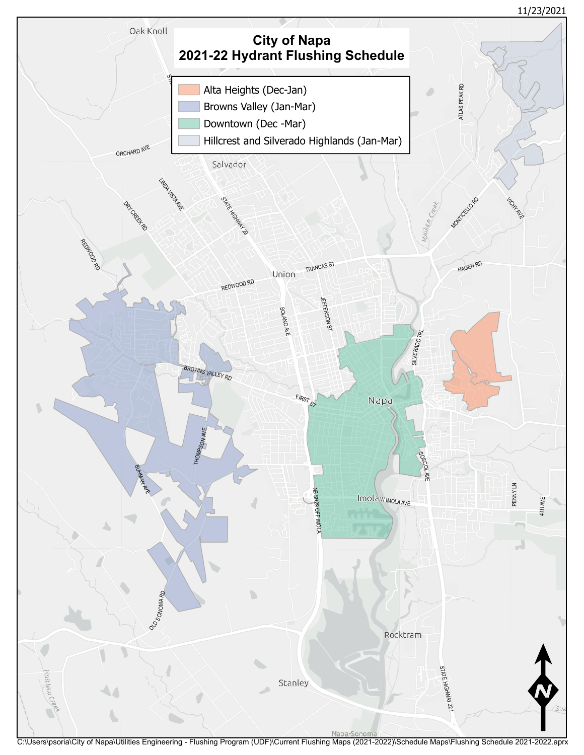11/23/2021

# City of Napa
# 2021-22 Hydrant Flushing Schedule

- Alta Heights (Dec-Jan)
- Browns Valley (Jan-Mar)
- Downtown (Dec -Mar)
- Hillcrest and Silverado Highlands (Jan-Mar)

Oak Knoll

ORCHARD AVE

Salvador

LINDA VISTA AVE

DRY CREEK RD

STATE HIGHWAY 29

ATLAS PEAK RD

MONTICELLO RD

VICHY AVE

Milliken Creek

REDWOOD RD

TRANCAS ST

HAGEN RD

Union

REDWOOD RD

SOLANO AVE

JEFFERSON ST

SILVERADO TRL

BROWNS VALLEY RD

FIRST ST

Napa

THOMPSON AVE

BUHMAN AVE

SOSCOL AVE

NB SR29 OFF IMOLA

Imola W IMOLA AVE

PENNY LN

4TH AVE

OLD SONOMA RD

Rocktram

Stanley

STATE HIGHWAY 221

Huichica Creek

Napa-Sonoma

N

C:\Users\psoria\City of Napa\Utilities Engineering - Flushing Program (UDF)\Current Flushing Maps (2021-2022)\Schedule Maps\Flushing Schedule 2021-2022.aprx